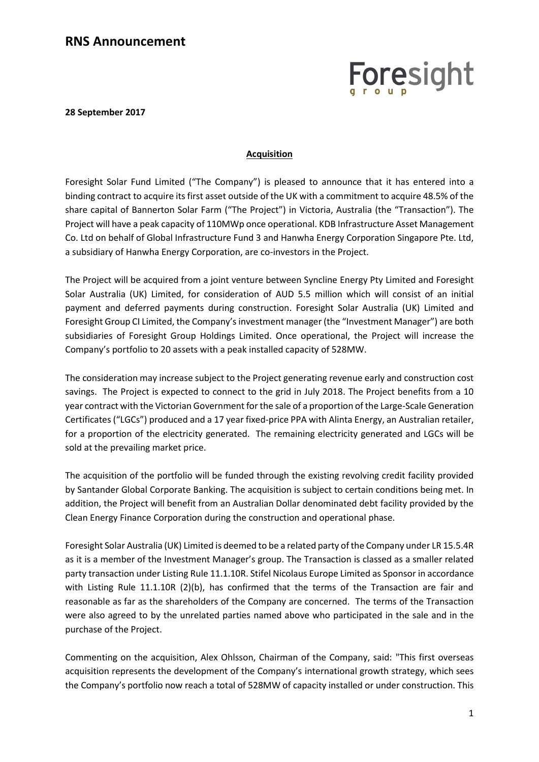# RNS Announcement

Foresight group

**28 September 2017**

## Acquisition

Foresight Solar Fund Limited ("The Company") is pleased to announce that it has entered into a binding contract to acquire its first asset outside of the UK with a commitment to acquire 48.5% of the share capital of Bannerton Solar Farm ("The Project") in Victoria, Australia (the "Transaction"). The Project will have a peak capacity of 110MWp once operational. KDB Infrastructure Asset Management Co. Ltd on behalf of Global Infrastructure Fund 3 and Hanwha Energy Corporation Singapore Pte. Ltd, a subsidiary of Hanwha Energy Corporation, are co-investors in the Project.

The Project will be acquired from a joint venture between Syncline Energy Pty Limited and Foresight Solar Australia (UK) Limited, for consideration of AUD 5.5 million which will consist of an initial payment and deferred payments during construction. Foresight Solar Australia (UK) Limited and Foresight Group CI Limited, the Company's investment manager (the "Investment Manager") are both subsidiaries of Foresight Group Holdings Limited. Once operational, the Project will increase the Company's portfolio to 20 assets with a peak installed capacity of 528MW.

The consideration may increase subject to the Project generating revenue early and construction cost savings. The Project is expected to connect to the grid in July 2018. The Project benefits from a 10 year contract with the Victorian Government for the sale of a proportion of the Large-Scale Generation Certificates ("LGCs") produced and a 17 year fixed-price PPA with Alinta Energy, an Australian retailer, for a proportion of the electricity generated. The remaining electricity generated and LGCs will be sold at the prevailing market price.

The acquisition of the portfolio will be funded through the existing revolving credit facility provided by Santander Global Corporate Banking. The acquisition is subject to certain conditions being met. In addition, the Project will benefit from an Australian Dollar denominated debt facility provided by the Clean Energy Finance Corporation during the construction and operational phase.

Foresight Solar Australia (UK) Limited is deemed to be a related party of the Company under LR 15.5.4R as it is a member of the Investment Manager's group. The Transaction is classed as a smaller related party transaction under Listing Rule 11.1.10R. Stifel Nicolaus Europe Limited as Sponsor in accordance with Listing Rule 11.1.10R (2)(b), has confirmed that the terms of the Transaction are fair and reasonable as far as the shareholders of the Company are concerned. The terms of the Transaction were also agreed to by the unrelated parties named above who participated in the sale and in the purchase of the Project.

Commenting on the acquisition, Alex Ohlsson, Chairman of the Company, said: "This first overseas acquisition represents the development of the Company's international growth strategy, which sees the Company's portfolio now reach a total of 528MW of capacity installed or under construction. This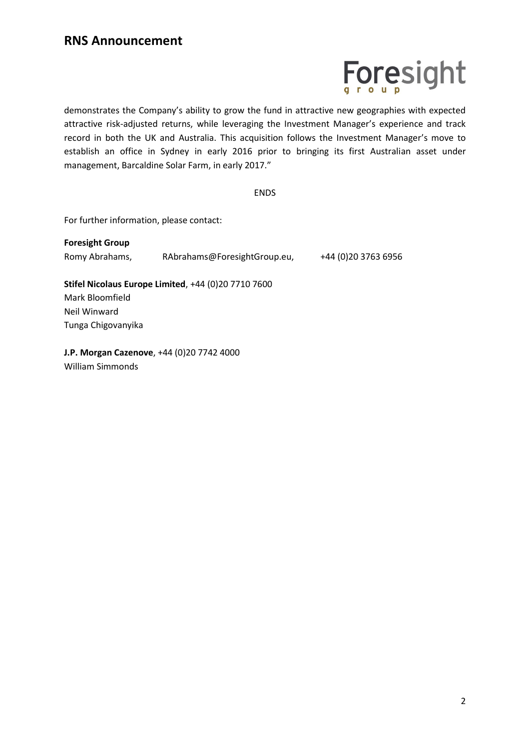demonstrates the Company's ability to grow the fund in attractive new geographies with expected attractive risk-adjusted returns, while leveraging the Investment Manager's experience and track record in both the UK and Australia. This acquisition follows the Investment Manager's move to establish an office in Sydney in early 2016 prior to bringing its first Australian asset under management, Barcaldine Solar Farm, in early 2017."

ENDS

For further information, please contact:

**Foresight Group**
Romy Abrahams, RAbrahams@ForesightGroup.eu, +44 (0)20 3763 6956

**Stifel Nicolaus Europe Limited**, +44 (0)20 7710 7600
Mark Bloomfield
Neil Winward
Tunga Chigovanyika

**J.P. Morgan Cazenove**, +44 (0)20 7742 4000
William Simmonds